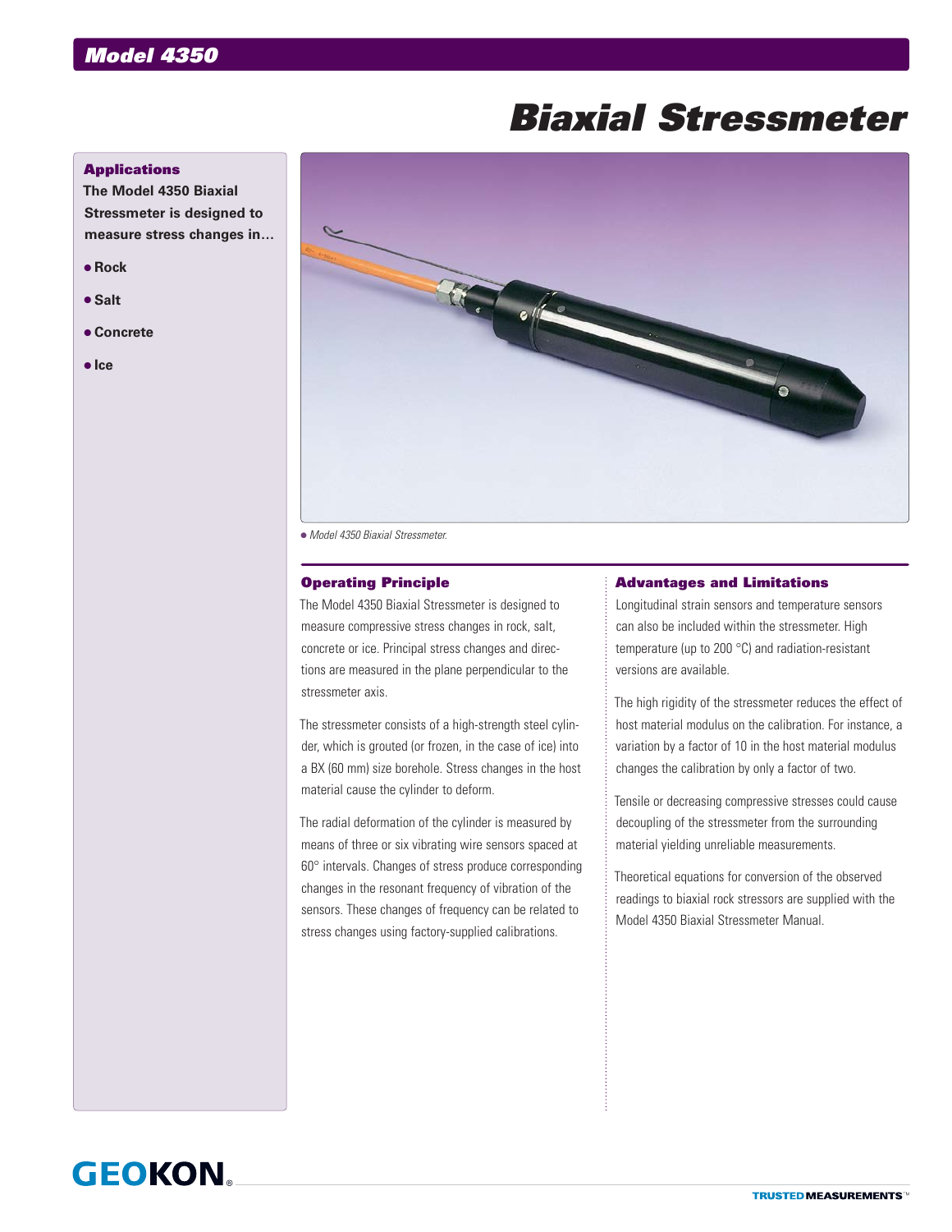# Model 4350

# Biaxial Stressmeter

## Applications

**The Model 4350 Biaxial Stressmeter is designed to measure stress changes in…**

- **Rock**
- **Salt**
- **Concrete**
- **Ice**

● *Model 4350 Biaxial Stressmeter.*

## Operating Principle

The Model 4350 Biaxial Stressmeter is designed to measure compressive stress changes in rock, salt, concrete or ice. Principal stress changes and directions are measured in the plane perpendicular to the stressmeter axis.

The stressmeter consists of a high-strength steel cylinder, which is grouted (or frozen, in the case of ice) into a BX (60 mm) size borehole. Stress changes in the host material cause the cylinder to deform.

The radial deformation of the cylinder is measured by means of three or six vibrating wire sensors spaced at 60° intervals. Changes of stress produce corresponding changes in the resonant frequency of vibration of the sensors. These changes of frequency can be related to stress changes using factory-supplied calibrations.

## Advantages and Limitations

Longitudinal strain sensors and temperature sensors can also be included within the stressmeter. High temperature (up to 200 °C) and radiation-resistant versions are available.

The high rigidity of the stressmeter reduces the effect of host material modulus on the calibration. For instance, a variation by a factor of 10 in the host material modulus changes the calibration by only a factor of two.

Tensile or decreasing compressive stresses could cause decoupling of the stressmeter from the surrounding material yielding unreliable measurements.

Theoretical equations for conversion of the observed readings to biaxial rock stressors are supplied with the Model 4350 Biaxial Stressmeter Manual.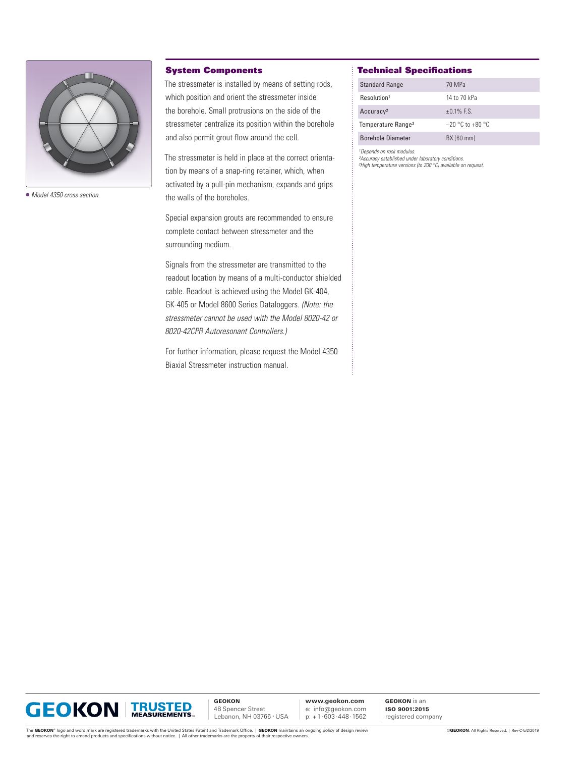Model 4350 cross section.

## System Components

The stressmeter is installed by means of setting rods, which position and orient the stressmeter inside the borehole. Small protrusions on the side of the stressmeter centralize its position within the borehole and also permit grout flow around the cell.

The stressmeter is held in place at the correct orientation by means of a snap-ring retainer, which, when activated by a pull-pin mechanism, expands and grips the walls of the boreholes.

Special expansion grouts are recommended to ensure complete contact between stressmeter and the surrounding medium.

Signals from the stressmeter are transmitted to the readout location by means of a multi-conductor shielded cable. Readout is achieved using the Model GK-404, GK-405 or Model 8600 Series Dataloggers. *(Note: the stressmeter cannot be used with the Model 8020-42 or 8020-42CPR Autoresonant Controllers.)*

For further information, please request the Model 4350 Biaxial Stressmeter instruction manual.

## Technical Specifications

| | |
|---|---|
| Standard Range | 70 MPa |
| Resolution[1] | 14 to 70 kPa |
| Accuracy[2] | ±0.1% F.S. |
| Temperature Range[3] | −20 °C to +80 °C |
| Borehole Diameter | BX (60 mm) |

*[1]Depends on rock modulus.*
*[2]Accuracy established under laboratory conditions.*
*[3]High temperature versions (to 200 °C) available on request.*

**GEOKON** | TRUSTED MEASUREMENTS™

**GEOKON**
48 Spencer Street
Lebanon, NH 03766 · USA

**www.geokon.com**
e: info@geokon.com
p: +1 · 603 · 448 · 1562

**GEOKON** is an **ISO 9001:2015** registered company

The **GEOKON**® logo and word mark are registered trademarks with the United States Patent and Trademark Office. | **GEOKON** maintains an ongoing policy of design review and reserves the right to amend products and specifications without notice. | All other trademarks are the property of their respective owners.

©**GEOKON**. All Rights Reserved. | Rev-C-5/2/2019